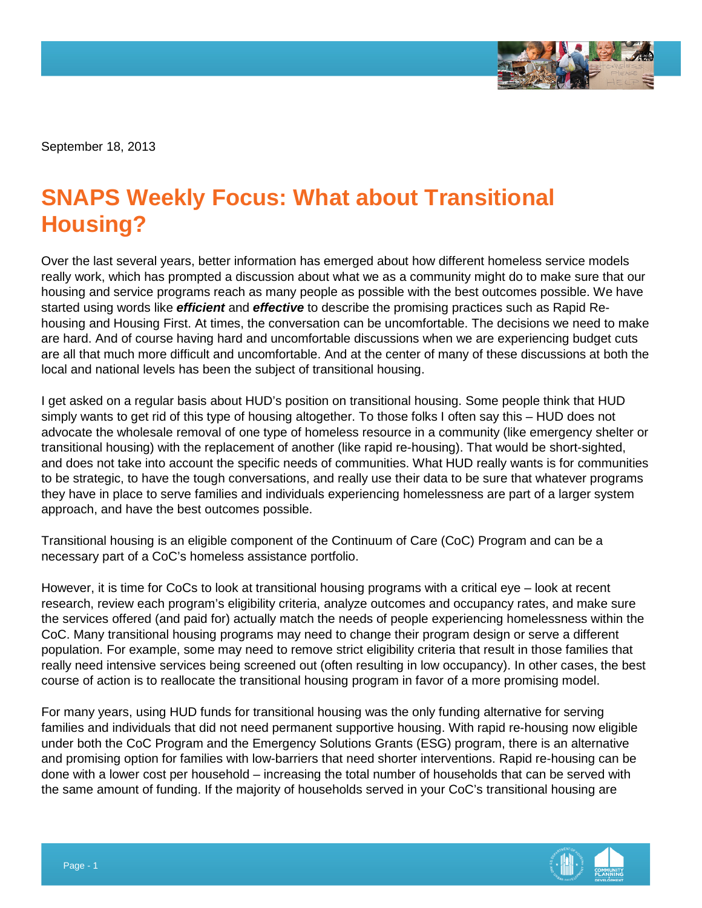September 18, 2013

# SNAPS Weekly Focus: What about Transitional Housing?

Over the last several years, better information has emerged about how different homeless service models really work, which has prompted a discussion about what we as a community might do to make sure that our housing and service programs reach as many people as possible with the best outcomes possible. We have started using words like ***efficient*** and ***effective*** to describe the promising practices such as Rapid Re-housing and Housing First. At times, the conversation can be uncomfortable. The decisions we need to make are hard. And of course having hard and uncomfortable discussions when we are experiencing budget cuts are all that much more difficult and uncomfortable. And at the center of many of these discussions at both the local and national levels has been the subject of transitional housing.

I get asked on a regular basis about HUD's position on transitional housing. Some people think that HUD simply wants to get rid of this type of housing altogether. To those folks I often say this – HUD does not advocate the wholesale removal of one type of homeless resource in a community (like emergency shelter or transitional housing) with the replacement of another (like rapid re-housing). That would be short-sighted, and does not take into account the specific needs of communities. What HUD really wants is for communities to be strategic, to have the tough conversations, and really use their data to be sure that whatever programs they have in place to serve families and individuals experiencing homelessness are part of a larger system approach, and have the best outcomes possible.

Transitional housing is an eligible component of the Continuum of Care (CoC) Program and can be a necessary part of a CoC's homeless assistance portfolio.

However, it is time for CoCs to look at transitional housing programs with a critical eye – look at recent research, review each program's eligibility criteria, analyze outcomes and occupancy rates, and make sure the services offered (and paid for) actually match the needs of people experiencing homelessness within the CoC. Many transitional housing programs may need to change their program design or serve a different population. For example, some may need to remove strict eligibility criteria that result in those families that really need intensive services being screened out (often resulting in low occupancy). In other cases, the best course of action is to reallocate the transitional housing program in favor of a more promising model.

For many years, using HUD funds for transitional housing was the only funding alternative for serving families and individuals that did not need permanent supportive housing. With rapid re-housing now eligible under both the CoC Program and the Emergency Solutions Grants (ESG) program, there is an alternative and promising option for families with low-barriers that need shorter interventions. Rapid re-housing can be done with a lower cost per household – increasing the total number of households that can be served with the same amount of funding. If the majority of households served in your CoC's transitional housing are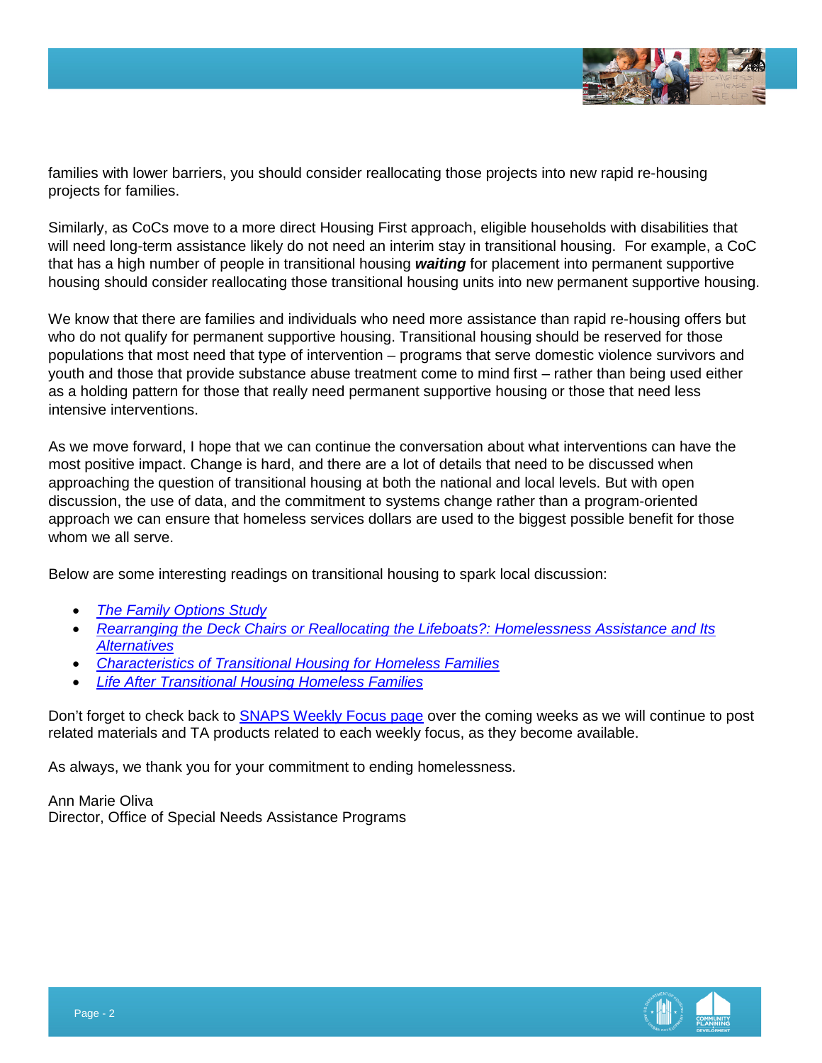families with lower barriers, you should consider reallocating those projects into new rapid re-housing projects for families.

Similarly, as CoCs move to a more direct Housing First approach, eligible households with disabilities that will need long-term assistance likely do not need an interim stay in transitional housing. For example, a CoC that has a high number of people in transitional housing ***waiting*** for placement into permanent supportive housing should consider reallocating those transitional housing units into new permanent supportive housing.

We know that there are families and individuals who need more assistance than rapid re-housing offers but who do not qualify for permanent supportive housing. Transitional housing should be reserved for those populations that most need that type of intervention – programs that serve domestic violence survivors and youth and those that provide substance abuse treatment come to mind first – rather than being used either as a holding pattern for those that really need permanent supportive housing or those that need less intensive interventions.

As we move forward, I hope that we can continue the conversation about what interventions can have the most positive impact. Change is hard, and there are a lot of details that need to be discussed when approaching the question of transitional housing at both the national and local levels. But with open discussion, the use of data, and the commitment to systems change rather than a program-oriented approach we can ensure that homeless services dollars are used to the biggest possible benefit for those whom we all serve.

Below are some interesting readings on transitional housing to spark local discussion:

- *The Family Options Study*
- *Rearranging the Deck Chairs or Reallocating the Lifeboats?: Homelessness Assistance and Its Alternatives*
- *Characteristics of Transitional Housing for Homeless Families*
- *Life After Transitional Housing Homeless Families*

Don't forget to check back to SNAPS Weekly Focus page over the coming weeks as we will continue to post related materials and TA products related to each weekly focus, as they become available.

As always, we thank you for your commitment to ending homelessness.

Ann Marie Oliva
Director, Office of Special Needs Assistance Programs